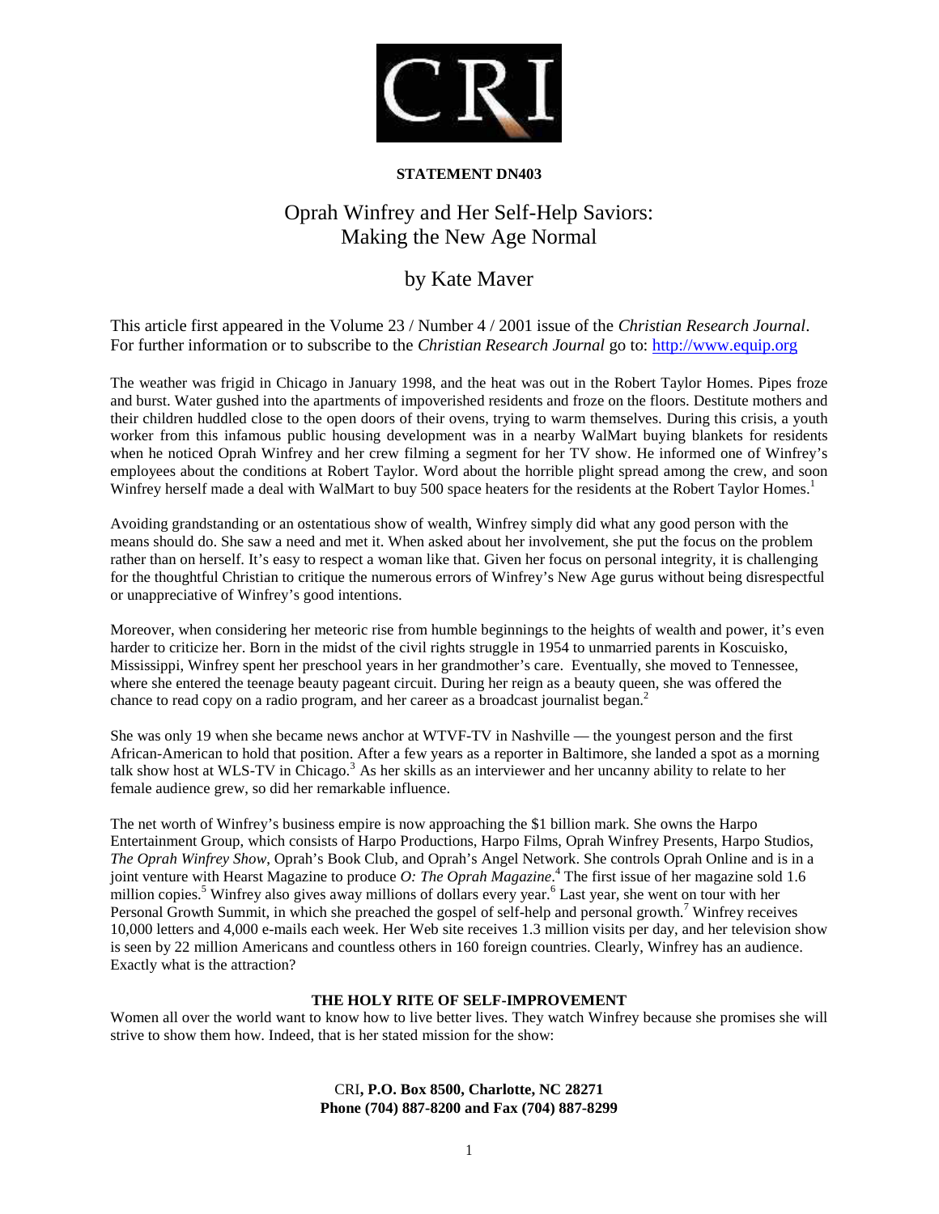**STATEMENT DN403**

# Oprah Winfrey and Her Self-Help Saviors: Making the New Age Normal

## by Kate Maver

This article first appeared in the Volume 23 / Number 4 / 2001 issue of the *Christian Research Journal*. For further information or to subscribe to the *Christian Research Journal* go to: http://www.equip.org

The weather was frigid in Chicago in January 1998, and the heat was out in the Robert Taylor Homes. Pipes froze and burst. Water gushed into the apartments of impoverished residents and froze on the floors. Destitute mothers and their children huddled close to the open doors of their ovens, trying to warm themselves. During this crisis, a youth worker from this infamous public housing development was in a nearby WalMart buying blankets for residents when he noticed Oprah Winfrey and her crew filming a segment for her TV show. He informed one of Winfrey's employees about the conditions at Robert Taylor. Word about the horrible plight spread among the crew, and soon Winfrey herself made a deal with WalMart to buy 500 space heaters for the residents at the Robert Taylor Homes.[1]

Avoiding grandstanding or an ostentatious show of wealth, Winfrey simply did what any good person with the means should do. She saw a need and met it. When asked about her involvement, she put the focus on the problem rather than on herself. It's easy to respect a woman like that. Given her focus on personal integrity, it is challenging for the thoughtful Christian to critique the numerous errors of Winfrey's New Age gurus without being disrespectful or unappreciative of Winfrey's good intentions.

Moreover, when considering her meteoric rise from humble beginnings to the heights of wealth and power, it's even harder to criticize her. Born in the midst of the civil rights struggle in 1954 to unmarried parents in Koscuisko, Mississippi, Winfrey spent her preschool years in her grandmother's care. Eventually, she moved to Tennessee, where she entered the teenage beauty pageant circuit. During her reign as a beauty queen, she was offered the chance to read copy on a radio program, and her career as a broadcast journalist began.[2]

She was only 19 when she became news anchor at WTVF-TV in Nashville — the youngest person and the first African-American to hold that position. After a few years as a reporter in Baltimore, she landed a spot as a morning talk show host at WLS-TV in Chicago.[3] As her skills as an interviewer and her uncanny ability to relate to her female audience grew, so did her remarkable influence.

The net worth of Winfrey's business empire is now approaching the $1 billion mark. She owns the Harpo Entertainment Group, which consists of Harpo Productions, Harpo Films, Oprah Winfrey Presents, Harpo Studios, *The Oprah Winfrey Show*, Oprah's Book Club, and Oprah's Angel Network. She controls Oprah Online and is in a joint venture with Hearst Magazine to produce *O: The Oprah Magazine*.[4] The first issue of her magazine sold 1.6 million copies.[5] Winfrey also gives away millions of dollars every year.[6] Last year, she went on tour with her Personal Growth Summit, in which she preached the gospel of self-help and personal growth.[7] Winfrey receives 10,000 letters and 4,000 e-mails each week. Her Web site receives 1.3 million visits per day, and her television show is seen by 22 million Americans and countless others in 160 foreign countries. Clearly, Winfrey has an audience. Exactly what is the attraction?

### THE HOLY RITE OF SELF-IMPROVEMENT

Women all over the world want to know how to live better lives. They watch Winfrey because she promises she will strive to show them how. Indeed, that is her stated mission for the show: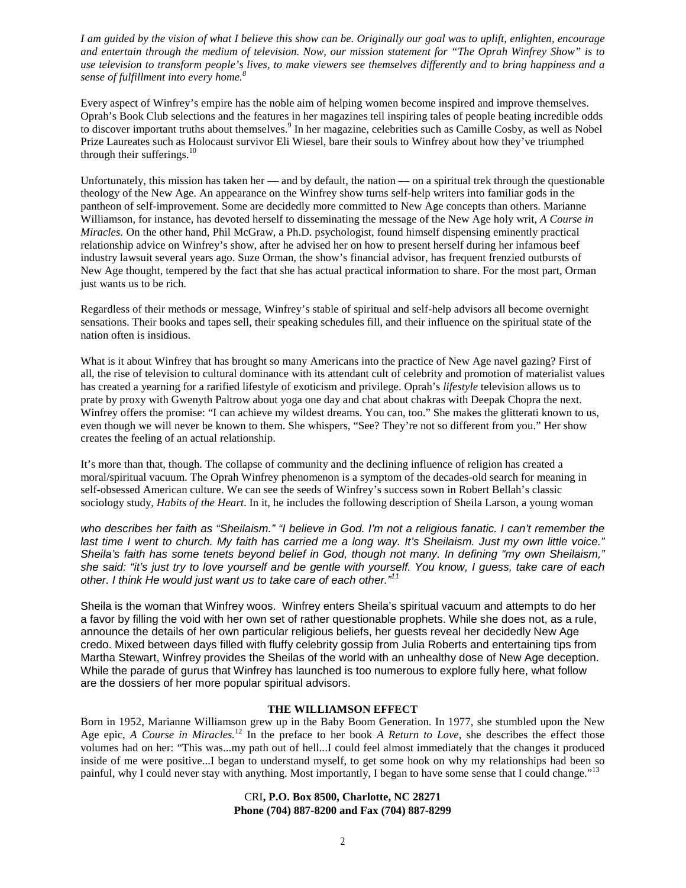*I am guided by the vision of what I believe this show can be. Originally our goal was to uplift, enlighten, encourage and entertain through the medium of television. Now, our mission statement for "The Oprah Winfrey Show" is to use television to transform people's lives, to make viewers see themselves differently and to bring happiness and a sense of fulfillment into every home.*[8]

Every aspect of Winfrey's empire has the noble aim of helping women become inspired and improve themselves. Oprah's Book Club selections and the features in her magazines tell inspiring tales of people beating incredible odds to discover important truths about themselves.[9] In her magazine, celebrities such as Camille Cosby, as well as Nobel Prize Laureates such as Holocaust survivor Eli Wiesel, bare their souls to Winfrey about how they've triumphed through their sufferings.[10]

Unfortunately, this mission has taken her — and by default, the nation — on a spiritual trek through the questionable theology of the New Age. An appearance on the Winfrey show turns self-help writers into familiar gods in the pantheon of self-improvement. Some are decidedly more committed to New Age concepts than others. Marianne Williamson, for instance, has devoted herself to disseminating the message of the New Age holy writ, *A Course in Miracles*. On the other hand, Phil McGraw, a Ph.D. psychologist, found himself dispensing eminently practical relationship advice on Winfrey's show, after he advised her on how to present herself during her infamous beef industry lawsuit several years ago. Suze Orman, the show's financial advisor, has frequent frenzied outbursts of New Age thought, tempered by the fact that she has actual practical information to share. For the most part, Orman just wants us to be rich.

Regardless of their methods or message, Winfrey's stable of spiritual and self-help advisors all become overnight sensations. Their books and tapes sell, their speaking schedules fill, and their influence on the spiritual state of the nation often is insidious.

What is it about Winfrey that has brought so many Americans into the practice of New Age navel gazing? First of all, the rise of television to cultural dominance with its attendant cult of celebrity and promotion of materialist values has created a yearning for a rarified lifestyle of exoticism and privilege. Oprah's *lifestyle* television allows us to prate by proxy with Gwenyth Paltrow about yoga one day and chat about chakras with Deepak Chopra the next. Winfrey offers the promise: "I can achieve my wildest dreams. You can, too." She makes the glitterati known to us, even though we will never be known to them. She whispers, "See? They're not so different from you." Her show creates the feeling of an actual relationship.

It's more than that, though. The collapse of community and the declining influence of religion has created a moral/spiritual vacuum. The Oprah Winfrey phenomenon is a symptom of the decades-old search for meaning in self-obsessed American culture. We can see the seeds of Winfrey's success sown in Robert Bellah's classic sociology study, *Habits of the Heart*. In it, he includes the following description of Sheila Larson, a young woman

*who describes her faith as "Sheilaism." "I believe in God. I'm not a religious fanatic. I can't remember the last time I went to church. My faith has carried me a long way. It's Sheilaism. Just my own little voice." Sheila's faith has some tenets beyond belief in God, though not many. In defining "my own Sheilaism," she said: "it's just try to love yourself and be gentle with yourself. You know, I guess, take care of each other. I think He would just want us to take care of each other."*[11]

Sheila is the woman that Winfrey woos. Winfrey enters Sheila's spiritual vacuum and attempts to do her a favor by filling the void with her own set of rather questionable prophets. While she does not, as a rule, announce the details of her own particular religious beliefs, her guests reveal her decidedly New Age credo. Mixed between days filled with fluffy celebrity gossip from Julia Roberts and entertaining tips from Martha Stewart, Winfrey provides the Sheilas of the world with an unhealthy dose of New Age deception. While the parade of gurus that Winfrey has launched is too numerous to explore fully here, what follow are the dossiers of her more popular spiritual advisors.

## THE WILLIAMSON EFFECT

Born in 1952, Marianne Williamson grew up in the Baby Boom Generation. In 1977, she stumbled upon the New Age epic, *A Course in Miracles.*[12] In the preface to her book *A Return to Love*, she describes the effect those volumes had on her: "This was...my path out of hell...I could feel almost immediately that the changes it produced inside of me were positive...I began to understand myself, to get some hook on why my relationships had been so painful, why I could never stay with anything. Most importantly, I began to have some sense that I could change."[13]

CRI**, P.O. Box 8500, Charlotte, NC 28271**
**Phone (704) 887-8200 and Fax (704) 887-8299**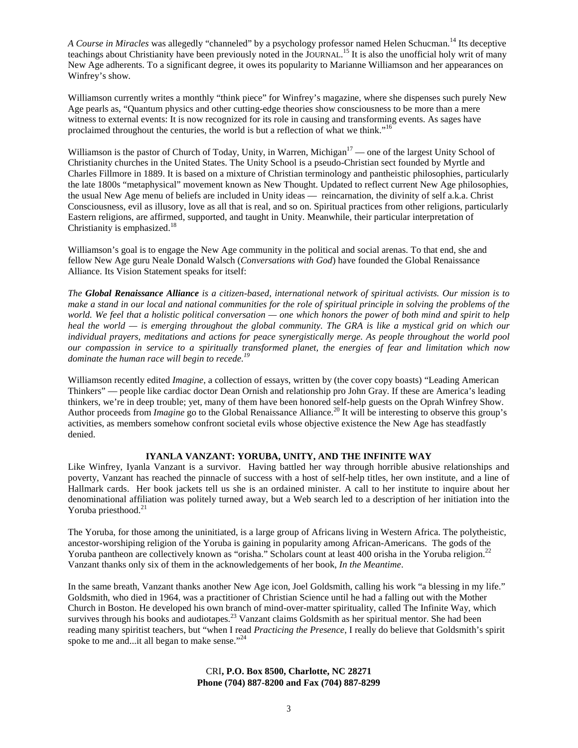*A Course in Miracles* was allegedly "channeled" by a psychology professor named Helen Schucman.[14] Its deceptive teachings about Christianity have been previously noted in the JOURNAL.[15] It is also the unofficial holy writ of many New Age adherents. To a significant degree, it owes its popularity to Marianne Williamson and her appearances on Winfrey's show.

Williamson currently writes a monthly "think piece" for Winfrey's magazine, where she dispenses such purely New Age pearls as, "Quantum physics and other cutting-edge theories show consciousness to be more than a mere witness to external events: It is now recognized for its role in causing and transforming events. As sages have proclaimed throughout the centuries, the world is but a reflection of what we think."[16]

Williamson is the pastor of Church of Today, Unity, in Warren, Michigan[17] — one of the largest Unity School of Christianity churches in the United States. The Unity School is a pseudo-Christian sect founded by Myrtle and Charles Fillmore in 1889. It is based on a mixture of Christian terminology and pantheistic philosophies, particularly the late 1800s "metaphysical" movement known as New Thought. Updated to reflect current New Age philosophies, the usual New Age menu of beliefs are included in Unity ideas — reincarnation, the divinity of self a.k.a. Christ Consciousness, evil as illusory, love as all that is real, and so on. Spiritual practices from other religions, particularly Eastern religions, are affirmed, supported, and taught in Unity. Meanwhile, their particular interpretation of Christianity is emphasized.[18]

Williamson's goal is to engage the New Age community in the political and social arenas. To that end, she and fellow New Age guru Neale Donald Walsch (*Conversations with God*) have founded the Global Renaissance Alliance. Its Vision Statement speaks for itself:

*The **Global Renaissance Alliance** is a citizen-based, international network of spiritual activists. Our mission is to make a stand in our local and national communities for the role of spiritual principle in solving the problems of the world. We feel that a holistic political conversation — one which honors the power of both mind and spirit to help heal the world — is emerging throughout the global community. The GRA is like a mystical grid on which our individual prayers, meditations and actions for peace synergistically merge. As people throughout the world pool our compassion in service to a spiritually transformed planet, the energies of fear and limitation which now dominate the human race will begin to recede.*[19]

Williamson recently edited *Imagine*, a collection of essays, written by (the cover copy boasts) "Leading American Thinkers" — people like cardiac doctor Dean Ornish and relationship pro John Gray. If these are America's leading thinkers, we're in deep trouble; yet, many of them have been honored self-help guests on the Oprah Winfrey Show. Author proceeds from *Imagine* go to the Global Renaissance Alliance.[20] It will be interesting to observe this group's activities, as members somehow confront societal evils whose objective existence the New Age has steadfastly denied.

## IYANLA VANZANT: YORUBA, UNITY, AND THE INFINITE WAY

Like Winfrey, Iyanla Vanzant is a survivor. Having battled her way through horrible abusive relationships and poverty, Vanzant has reached the pinnacle of success with a host of self-help titles, her own institute, and a line of Hallmark cards. Her book jackets tell us she is an ordained minister. A call to her institute to inquire about her denominational affiliation was politely turned away, but a Web search led to a description of her initiation into the Yoruba priesthood.[21]

The Yoruba, for those among the uninitiated, is a large group of Africans living in Western Africa. The polytheistic, ancestor-worshiping religion of the Yoruba is gaining in popularity among African-Americans. The gods of the Yoruba pantheon are collectively known as "orisha." Scholars count at least 400 orisha in the Yoruba religion.[22] Vanzant thanks only six of them in the acknowledgements of her book, *In the Meantime*.

In the same breath, Vanzant thanks another New Age icon, Joel Goldsmith, calling his work "a blessing in my life." Goldsmith, who died in 1964, was a practitioner of Christian Science until he had a falling out with the Mother Church in Boston. He developed his own branch of mind-over-matter spirituality, called The Infinite Way, which survives through his books and audiotapes.[23] Vanzant claims Goldsmith as her spiritual mentor. She had been reading many spiritist teachers, but "when I read *Practicing the Presence*, I really do believe that Goldsmith's spirit spoke to me and...it all began to make sense."[24]

**CRI, P.O. Box 8500, Charlotte, NC 28271**
**Phone (704) 887-8200 and Fax (704) 887-8299**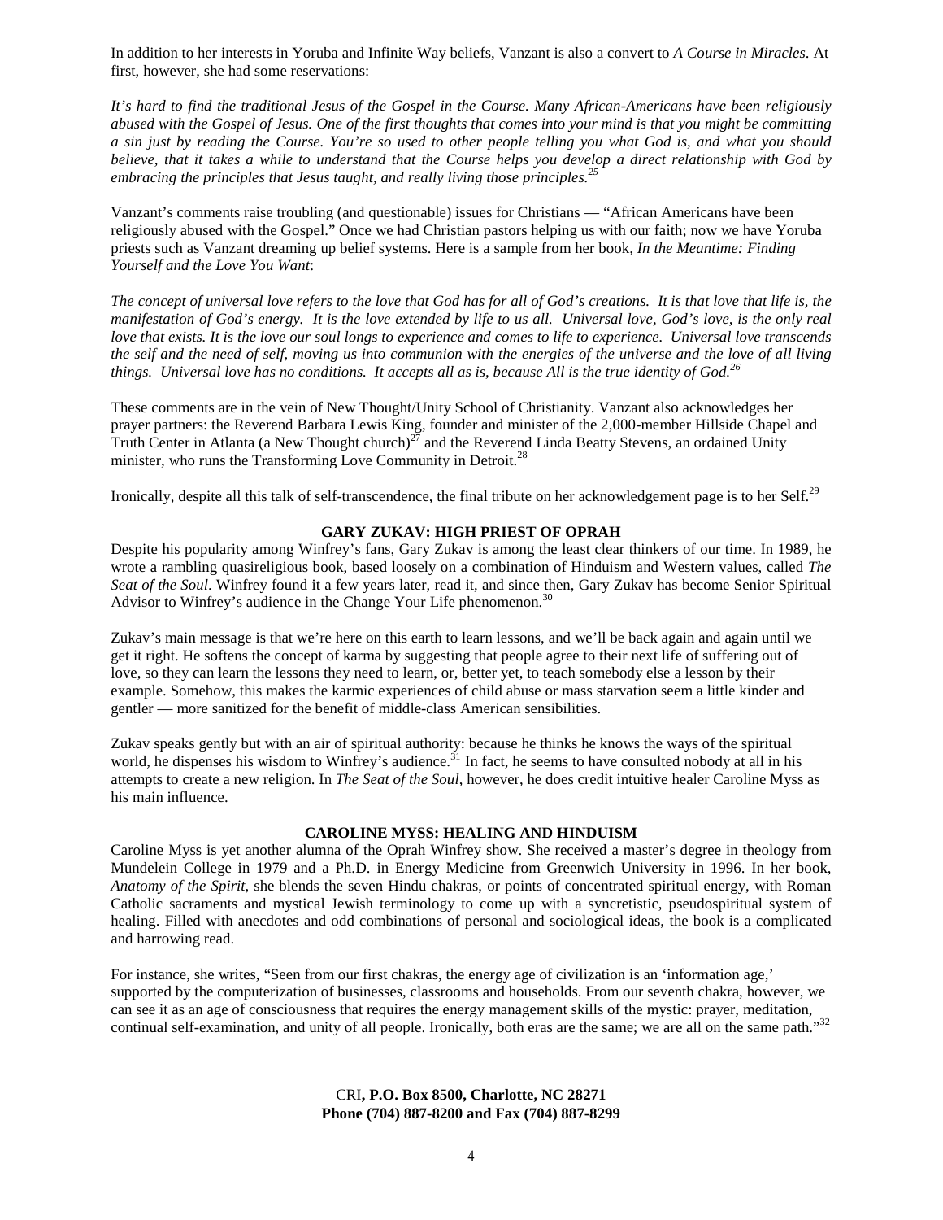In addition to her interests in Yoruba and Infinite Way beliefs, Vanzant is also a convert to *A Course in Miracles*. At first, however, she had some reservations:

*It's hard to find the traditional Jesus of the Gospel in the Course. Many African-Americans have been religiously abused with the Gospel of Jesus. One of the first thoughts that comes into your mind is that you might be committing a sin just by reading the Course. You're so used to other people telling you what God is, and what you should believe, that it takes a while to understand that the Course helps you develop a direct relationship with God by embracing the principles that Jesus taught, and really living those principles.*[25]

Vanzant's comments raise troubling (and questionable) issues for Christians — "African Americans have been religiously abused with the Gospel." Once we had Christian pastors helping us with our faith; now we have Yoruba priests such as Vanzant dreaming up belief systems. Here is a sample from her book, *In the Meantime: Finding Yourself and the Love You Want*:

*The concept of universal love refers to the love that God has for all of God's creations. It is that love that life is, the manifestation of God's energy. It is the love extended by life to us all. Universal love, God's love, is the only real love that exists. It is the love our soul longs to experience and comes to life to experience. Universal love transcends the self and the need of self, moving us into communion with the energies of the universe and the love of all living things. Universal love has no conditions. It accepts all as is, because All is the true identity of God.*[26]

These comments are in the vein of New Thought/Unity School of Christianity. Vanzant also acknowledges her prayer partners: the Reverend Barbara Lewis King, founder and minister of the 2,000-member Hillside Chapel and Truth Center in Atlanta (a New Thought church)[27] and the Reverend Linda Beatty Stevens, an ordained Unity minister, who runs the Transforming Love Community in Detroit.[28]

Ironically, despite all this talk of self-transcendence, the final tribute on her acknowledgement page is to her Self.[29]

## GARY ZUKAV: HIGH PRIEST OF OPRAH

Despite his popularity among Winfrey's fans, Gary Zukav is among the least clear thinkers of our time. In 1989, he wrote a rambling quasireligious book, based loosely on a combination of Hinduism and Western values, called *The Seat of the Soul*. Winfrey found it a few years later, read it, and since then, Gary Zukav has become Senior Spiritual Advisor to Winfrey's audience in the Change Your Life phenomenon.[30]

Zukav's main message is that we're here on this earth to learn lessons, and we'll be back again and again until we get it right. He softens the concept of karma by suggesting that people agree to their next life of suffering out of love, so they can learn the lessons they need to learn, or, better yet, to teach somebody else a lesson by their example. Somehow, this makes the karmic experiences of child abuse or mass starvation seem a little kinder and gentler — more sanitized for the benefit of middle-class American sensibilities.

Zukav speaks gently but with an air of spiritual authority: because he thinks he knows the ways of the spiritual world, he dispenses his wisdom to Winfrey's audience.[31] In fact, he seems to have consulted nobody at all in his attempts to create a new religion. In *The Seat of the Soul*, however, he does credit intuitive healer Caroline Myss as his main influence.

## CAROLINE MYSS: HEALING AND HINDUISM

Caroline Myss is yet another alumna of the Oprah Winfrey show. She received a master's degree in theology from Mundelein College in 1979 and a Ph.D. in Energy Medicine from Greenwich University in 1996. In her book, *Anatomy of the Spirit*, she blends the seven Hindu chakras, or points of concentrated spiritual energy, with Roman Catholic sacraments and mystical Jewish terminology to come up with a syncretistic, pseudospiritual system of healing. Filled with anecdotes and odd combinations of personal and sociological ideas, the book is a complicated and harrowing read.

For instance, she writes, "Seen from our first chakras, the energy age of civilization is an 'information age,' supported by the computerization of businesses, classrooms and households. From our seventh chakra, however, we can see it as an age of consciousness that requires the energy management skills of the mystic: prayer, meditation, continual self-examination, and unity of all people. Ironically, both eras are the same; we are all on the same path."[32]

CRI**, P.O. Box 8500, Charlotte, NC 28271**
**Phone (704) 887-8200 and Fax (704) 887-8299**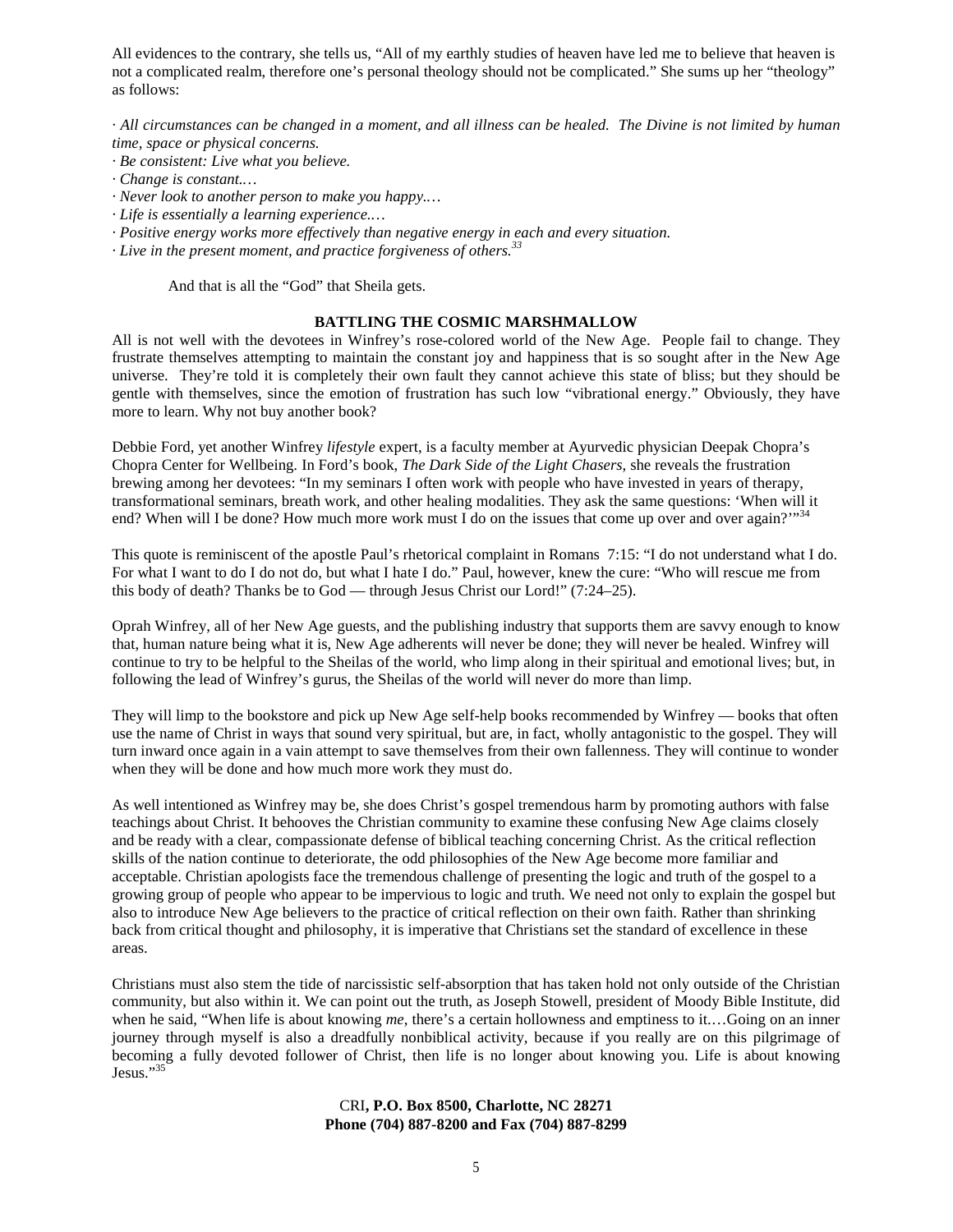All evidences to the contrary, she tells us, "All of my earthly studies of heaven have led me to believe that heaven is not a complicated realm, therefore one's personal theology should not be complicated." She sums up her "theology" as follows:

· *All circumstances can be changed in a moment, and all illness can be healed. The Divine is not limited by human time, space or physical concerns.*
· *Be consistent: Live what you believe.*
· *Change is constant.…*
· *Never look to another person to make you happy.…*
· *Life is essentially a learning experience.…*
· *Positive energy works more effectively than negative energy in each and every situation.*
· *Live in the present moment, and practice forgiveness of others.*[33]

And that is all the "God" that Sheila gets.

**BATTLING THE COSMIC MARSHMALLOW**

All is not well with the devotees in Winfrey's rose-colored world of the New Age. People fail to change. They frustrate themselves attempting to maintain the constant joy and happiness that is so sought after in the New Age universe. They're told it is completely their own fault they cannot achieve this state of bliss; but they should be gentle with themselves, since the emotion of frustration has such low "vibrational energy." Obviously, they have more to learn. Why not buy another book?

Debbie Ford, yet another Winfrey *lifestyle* expert, is a faculty member at Ayurvedic physician Deepak Chopra's Chopra Center for Wellbeing. In Ford's book, *The Dark Side of the Light Chasers*, she reveals the frustration brewing among her devotees: "In my seminars I often work with people who have invested in years of therapy, transformational seminars, breath work, and other healing modalities. They ask the same questions: 'When will it end? When will I be done? How much more work must I do on the issues that come up over and over again?'"[34]

This quote is reminiscent of the apostle Paul's rhetorical complaint in Romans 7:15: "I do not understand what I do. For what I want to do I do not do, but what I hate I do." Paul, however, knew the cure: "Who will rescue me from this body of death? Thanks be to God — through Jesus Christ our Lord!" (7:24–25).

Oprah Winfrey, all of her New Age guests, and the publishing industry that supports them are savvy enough to know that, human nature being what it is, New Age adherents will never be done; they will never be healed. Winfrey will continue to try to be helpful to the Sheilas of the world, who limp along in their spiritual and emotional lives; but, in following the lead of Winfrey's gurus, the Sheilas of the world will never do more than limp.

They will limp to the bookstore and pick up New Age self-help books recommended by Winfrey — books that often use the name of Christ in ways that sound very spiritual, but are, in fact, wholly antagonistic to the gospel. They will turn inward once again in a vain attempt to save themselves from their own fallenness. They will continue to wonder when they will be done and how much more work they must do.

As well intentioned as Winfrey may be, she does Christ's gospel tremendous harm by promoting authors with false teachings about Christ. It behooves the Christian community to examine these confusing New Age claims closely and be ready with a clear, compassionate defense of biblical teaching concerning Christ. As the critical reflection skills of the nation continue to deteriorate, the odd philosophies of the New Age become more familiar and acceptable. Christian apologists face the tremendous challenge of presenting the logic and truth of the gospel to a growing group of people who appear to be impervious to logic and truth. We need not only to explain the gospel but also to introduce New Age believers to the practice of critical reflection on their own faith. Rather than shrinking back from critical thought and philosophy, it is imperative that Christians set the standard of excellence in these areas.

Christians must also stem the tide of narcissistic self-absorption that has taken hold not only outside of the Christian community, but also within it. We can point out the truth, as Joseph Stowell, president of Moody Bible Institute, did when he said, "When life is about knowing *me*, there's a certain hollowness and emptiness to it.…Going on an inner journey through myself is also a dreadfully nonbiblical activity, because if you really are on this pilgrimage of becoming a fully devoted follower of Christ, then life is no longer about knowing you. Life is about knowing Jesus."[35]

CRI**, P.O. Box 8500, Charlotte, NC 28271**
**Phone (704) 887-8200 and Fax (704) 887-8299**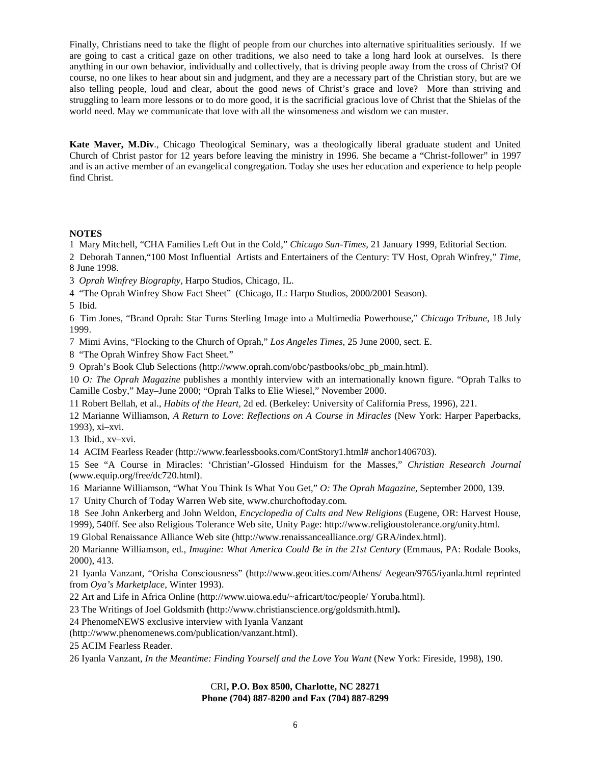Finally, Christians need to take the flight of people from our churches into alternative spiritualities seriously. If we are going to cast a critical gaze on other traditions, we also need to take a long hard look at ourselves. Is there anything in our own behavior, individually and collectively, that is driving people away from the cross of Christ? Of course, no one likes to hear about sin and judgment, and they are a necessary part of the Christian story, but are we also telling people, loud and clear, about the good news of Christ's grace and love? More than striving and struggling to learn more lessons or to do more good, it is the sacrificial gracious love of Christ that the Shielas of the world need. May we communicate that love with all the winsomeness and wisdom we can muster.

**Kate Maver, M.Div**., Chicago Theological Seminary, was a theologically liberal graduate student and United Church of Christ pastor for 12 years before leaving the ministry in 1996. She became a "Christ-follower" in 1997 and is an active member of an evangelical congregation. Today she uses her education and experience to help people find Christ.

**NOTES**

1 Mary Mitchell, "CHA Families Left Out in the Cold," *Chicago Sun-Times*, 21 January 1999, Editorial Section.

2 Deborah Tannen,"100 Most Influential Artists and Entertainers of the Century: TV Host, Oprah Winfrey," *Time*, 8 June 1998.

3 *Oprah Winfrey Biography*, Harpo Studios, Chicago, IL.

4 "The Oprah Winfrey Show Fact Sheet" (Chicago, IL: Harpo Studios, 2000/2001 Season).

5 Ibid.

6 Tim Jones, "Brand Oprah: Star Turns Sterling Image into a Multimedia Powerhouse," *Chicago Tribune*, 18 July 1999.

7 Mimi Avins, "Flocking to the Church of Oprah," *Los Angeles Times*, 25 June 2000, sect. E.

8 "The Oprah Winfrey Show Fact Sheet."

9 Oprah's Book Club Selections (http://www.oprah.com/obc/pastbooks/obc_pb_main.html).

10 *O: The Oprah Magazine* publishes a monthly interview with an internationally known figure. "Oprah Talks to Camille Cosby," May–June 2000; "Oprah Talks to Elie Wiesel," November 2000.

11 Robert Bellah, et al., *Habits of the Heart*, 2d ed. (Berkeley: University of California Press, 1996), 221.

12 Marianne Williamson, *A Return to Love*: *Reflections on A Course in Miracles* (New York: Harper Paperbacks, 1993), xi–xvi.

13 Ibid., xv–xvi.

14 ACIM Fearless Reader (http://www.fearlessbooks.com/ContStory1.html# anchor1406703).

15 See "A Course in Miracles: 'Christian'-Glossed Hinduism for the Masses," *Christian Research Journal* (www.equip.org/free/dc720.html).

16 Marianne Williamson, "What You Think Is What You Get," *O: The Oprah Magazine*, September 2000, 139.

17 Unity Church of Today Warren Web site, www.churchoftoday.com.

18 See John Ankerberg and John Weldon, *Encyclopedia of Cults and New Religions* (Eugene, OR: Harvest House, 1999), 540ff. See also Religious Tolerance Web site, Unity Page: http://www.religioustolerance.org/unity.html.

19 Global Renaissance Alliance Web site (http://www.renaissancealliance.org/ GRA/index.html).

20 Marianne Williamson, ed*.*, *Imagine: What America Could Be in the 21st Century* (Emmaus, PA: Rodale Books, 2000), 413.

21 Iyanla Vanzant, "Orisha Consciousness" (http://www.geocities.com/Athens/ Aegean/9765/iyanla.html reprinted from *Oya's Marketplace*, Winter 1993).

22 Art and Life in Africa Online (http://www.uiowa.edu/~africart/toc/people/ Yoruba.html).

23 The Writings of Joel Goldsmith **(**http://www.christianscience.org/goldsmith.html**).**

24 PhenomeNEWS exclusive interview with Iyanla Vanzant (http://www.phenomenews.com/publication/vanzant.html).

25 ACIM Fearless Reader.

26 Iyanla Vanzant, *In the Meantime: Finding Yourself and the Love You Want* (New York: Fireside, 1998), 190.

CRI**, P.O. Box 8500, Charlotte, NC 28271**
**Phone (704) 887-8200 and Fax (704) 887-8299**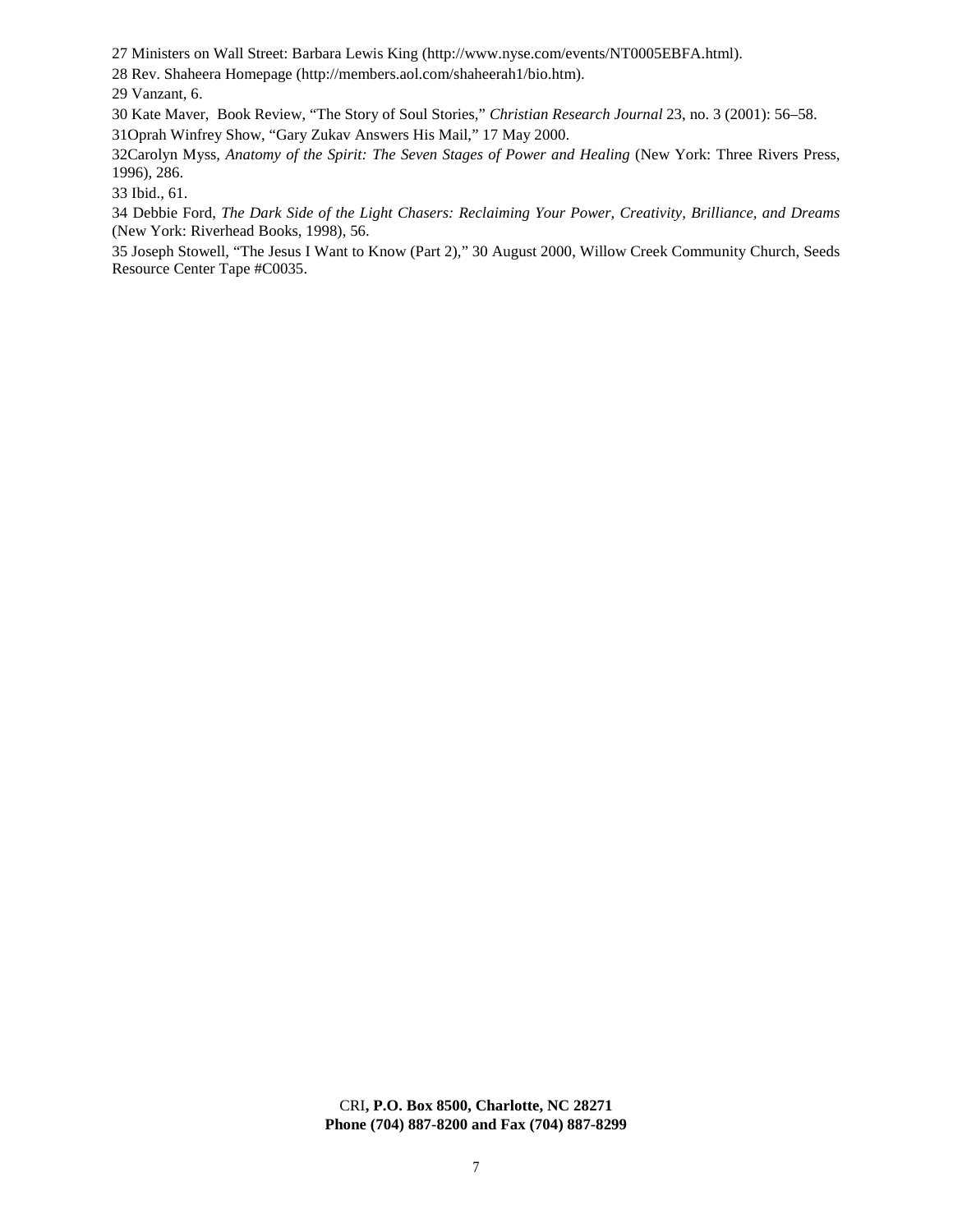27 Ministers on Wall Street: Barbara Lewis King (http://www.nyse.com/events/NT0005EBFA.html).

28 Rev. Shaheera Homepage (http://members.aol.com/shaheerah1/bio.htm).

29 Vanzant, 6.

30 Kate Maver, Book Review, "The Story of Soul Stories," *Christian Research Journal* 23, no. 3 (2001): 56–58.

31Oprah Winfrey Show, "Gary Zukav Answers His Mail," 17 May 2000.

32Carolyn Myss, *Anatomy of the Spirit: The Seven Stages of Power and Healing* (New York: Three Rivers Press, 1996), 286.

33 Ibid., 61.

34 Debbie Ford, *The Dark Side of the Light Chasers: Reclaiming Your Power, Creativity, Brilliance, and Dreams* (New York: Riverhead Books, 1998), 56.

35 Joseph Stowell, "The Jesus I Want to Know (Part 2)," 30 August 2000, Willow Creek Community Church, Seeds Resource Center Tape #C0035.

CRI**, P.O. Box 8500, Charlotte, NC 28271**
**Phone (704) 887-8200 and Fax (704) 887-8299**